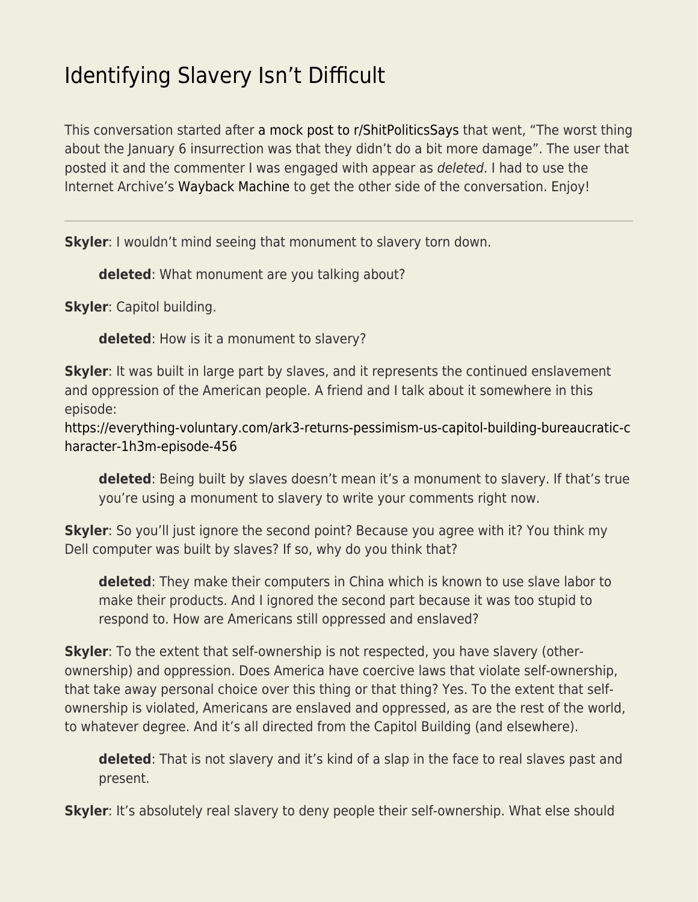# Identifying Slavery Isn't Difficult

This conversation started after a mock post to r/ShitPoliticsSays that went, "The worst thing about the January 6 insurrection was that they didn't do a bit more damage". The user that posted it and the commenter I was engaged with appear as *deleted*. I had to use the Internet Archive's Wayback Machine to get the other side of the conversation. Enjoy!

---

**Skyler**: I wouldn't mind seeing that monument to slavery torn down.

> **deleted**: What monument are you talking about?

**Skyler**: Capitol building.

> **deleted**: How is it a monument to slavery?

**Skyler**: It was built in large part by slaves, and it represents the continued enslavement and oppression of the American people. A friend and I talk about it somewhere in this episode:
https://everything-voluntary.com/ark3-returns-pessimism-us-capitol-building-bureaucratic-character-1h3m-episode-456

> **deleted**: Being built by slaves doesn't mean it's a monument to slavery. If that's true you're using a monument to slavery to write your comments right now.

**Skyler**: So you'll just ignore the second point? Because you agree with it? You think my Dell computer was built by slaves? If so, why do you think that?

> **deleted**: They make their computers in China which is known to use slave labor to make their products. And I ignored the second part because it was too stupid to respond to. How are Americans still oppressed and enslaved?

**Skyler**: To the extent that self-ownership is not respected, you have slavery (other-ownership) and oppression. Does America have coercive laws that violate self-ownership, that take away personal choice over this thing or that thing? Yes. To the extent that self-ownership is violated, Americans are enslaved and oppressed, as are the rest of the world, to whatever degree. And it's all directed from the Capitol Building (and elsewhere).

> **deleted**: That is not slavery and it's kind of a slap in the face to real slaves past and present.

**Skyler**: It's absolutely real slavery to deny people their self-ownership. What else should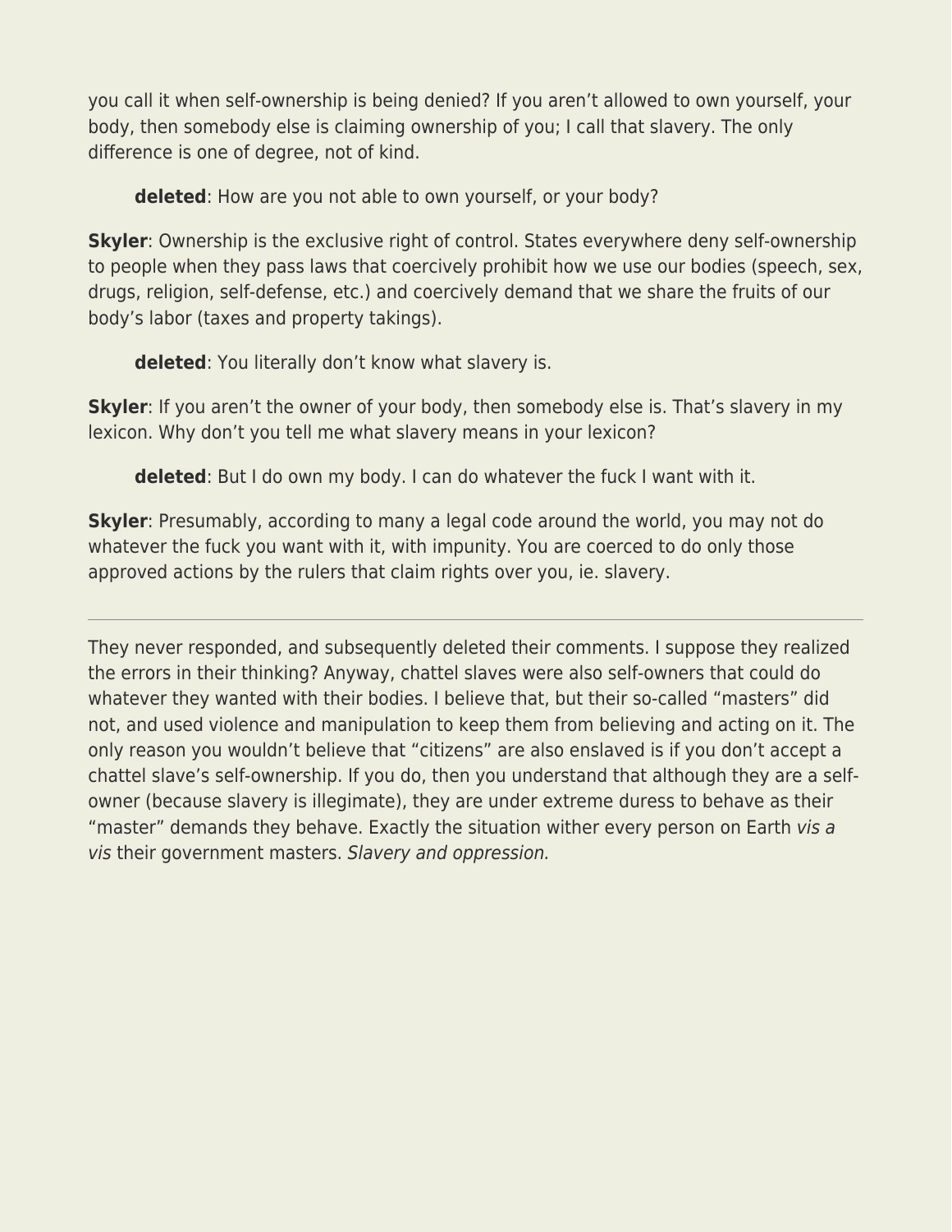you call it when self-ownership is being denied? If you aren't allowed to own yourself, your body, then somebody else is claiming ownership of you; I call that slavery. The only difference is one of degree, not of kind.

> **deleted**: How are you not able to own yourself, or your body?

**Skyler**: Ownership is the exclusive right of control. States everywhere deny self-ownership to people when they pass laws that coercively prohibit how we use our bodies (speech, sex, drugs, religion, self-defense, etc.) and coercively demand that we share the fruits of our body's labor (taxes and property takings).

> **deleted**: You literally don't know what slavery is.

**Skyler**: If you aren't the owner of your body, then somebody else is. That's slavery in my lexicon. Why don't you tell me what slavery means in your lexicon?

> **deleted**: But I do own my body. I can do whatever the fuck I want with it.

**Skyler**: Presumably, according to many a legal code around the world, you may not do whatever the fuck you want with it, with impunity. You are coerced to do only those approved actions by the rulers that claim rights over you, ie. slavery.

---

They never responded, and subsequently deleted their comments. I suppose they realized the errors in their thinking? Anyway, chattel slaves were also self-owners that could do whatever they wanted with their bodies. I believe that, but their so-called "masters" did not, and used violence and manipulation to keep them from believing and acting on it. The only reason you wouldn't believe that "citizens" are also enslaved is if you don't accept a chattel slave's self-ownership. If you do, then you understand that although they are a self-owner (because slavery is illegimate), they are under extreme duress to behave as their "master" demands they behave. Exactly the situation wither every person on Earth *vis a vis* their government masters. *Slavery and oppression.*